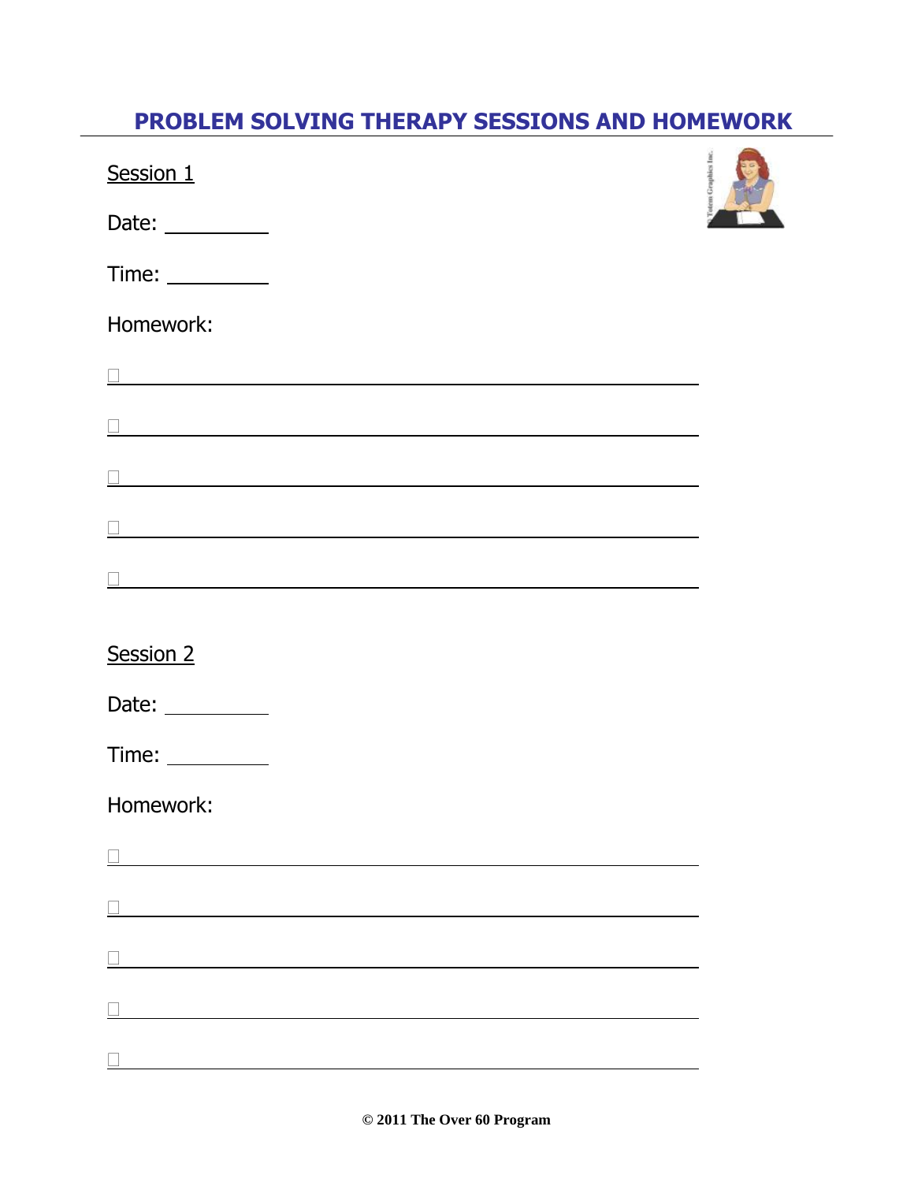# PROBLEM SOLVING THERAPY SESSIONS AND HOMEWORK

Session 1

Date: __________

Time: __________

Homework:

- [ ] ______________________________________________
- [ ] ______________________________________________
- [ ] ______________________________________________
- [ ] ______________________________________________
- [ ] ______________________________________________

Session 2

Date: __________

Time: __________

Homework:

- [ ] ______________________________________________
- [ ] ______________________________________________
- [ ] ______________________________________________
- [ ] ______________________________________________
- [ ] ______________________________________________

© 2011 The Over 60 Program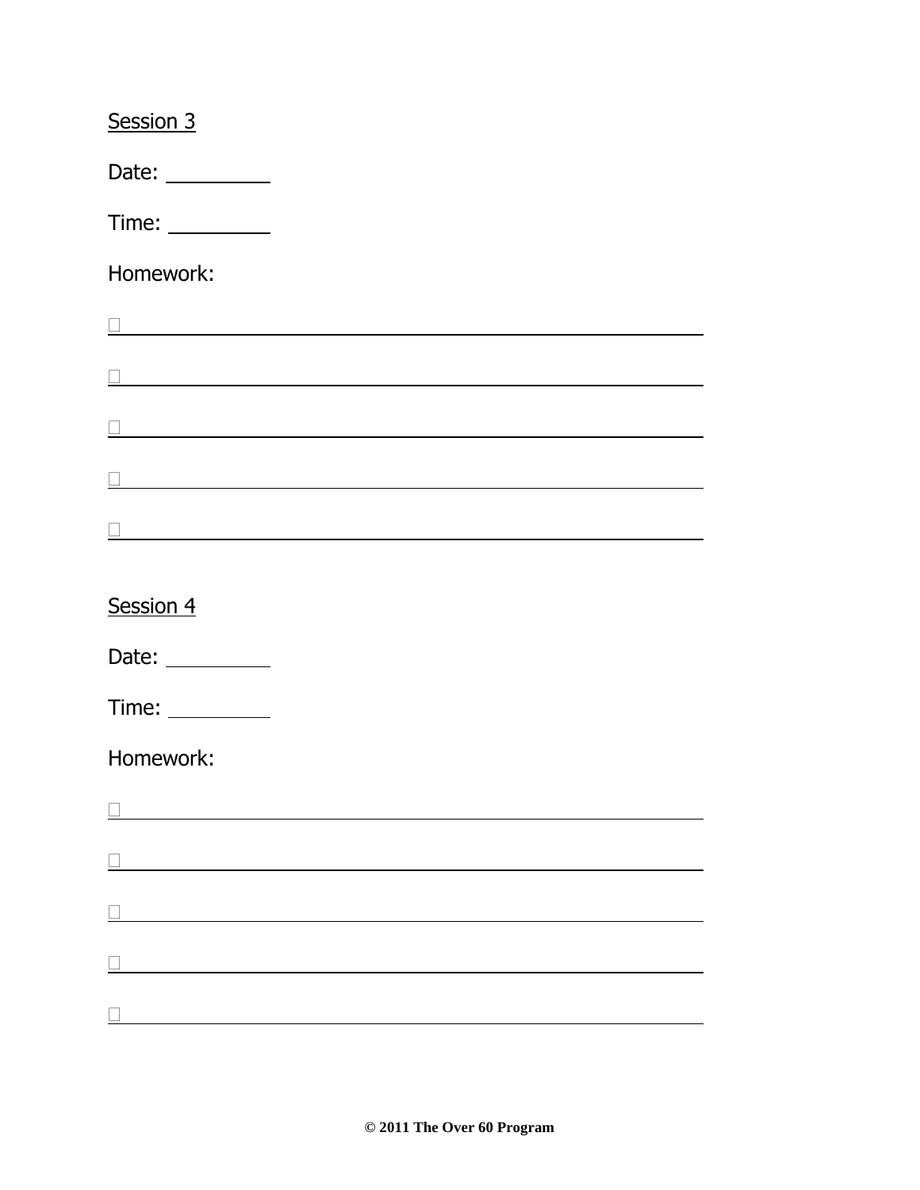<u>Session 3</u>

Date: __________

Time: __________

Homework:

- [ ] ______________________________________________
- [ ] ______________________________________________
- [ ] ______________________________________________
- [ ] ______________________________________________
- [ ] ______________________________________________

<u>Session 4</u>

Date: __________

Time: __________

Homework:

- [ ] ______________________________________________
- [ ] ______________________________________________
- [ ] ______________________________________________
- [ ] ______________________________________________
- [ ] ______________________________________________

**© 2011 The Over 60 Program**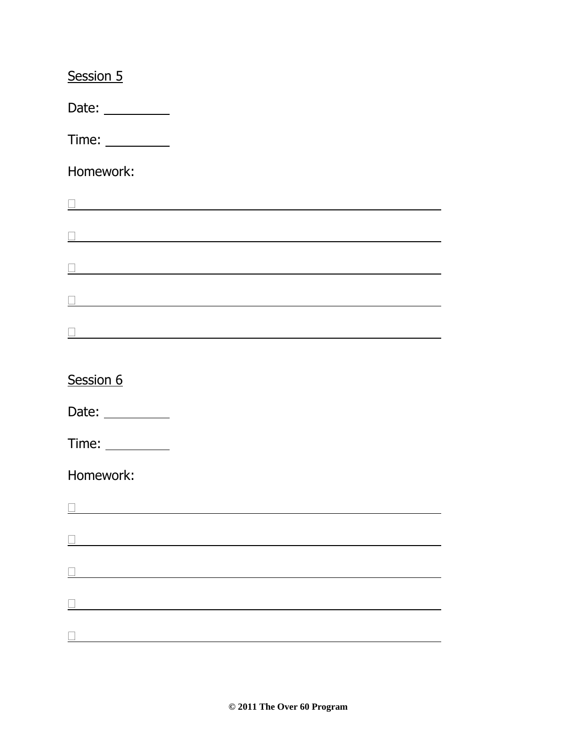Session 5

Date: __________

Time: __________

Homework:

- [ ] ______________________________________________
- [ ] ______________________________________________
- [ ] ______________________________________________
- [ ] ______________________________________________
- [ ] ______________________________________________

Session 6

Date: __________

Time: __________

Homework:

- [ ] ______________________________________________
- [ ] ______________________________________________
- [ ] ______________________________________________
- [ ] ______________________________________________
- [ ] ______________________________________________

**© 2011 The Over 60 Program**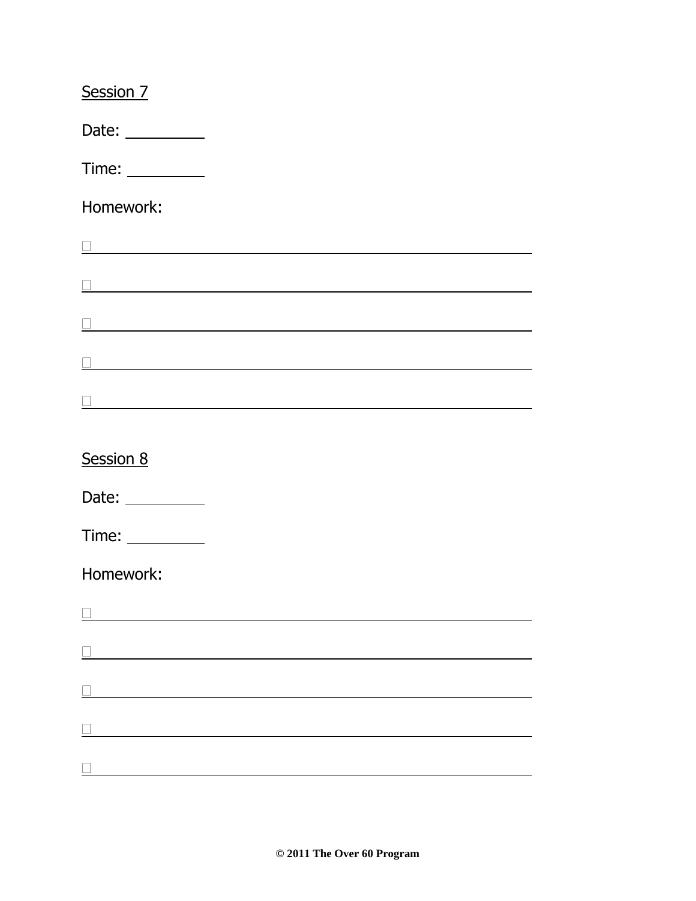Session 7

Date: __________

Time: __________

Homework:

- [ ] ________________________________________________
- [ ] ________________________________________________
- [ ] ________________________________________________
- [ ] ________________________________________________
- [ ] ________________________________________________

Session 8

Date: __________

Time: __________

Homework:

- [ ] ________________________________________________
- [ ] ________________________________________________
- [ ] ________________________________________________
- [ ] ________________________________________________
- [ ] ________________________________________________

**© 2011 The Over 60 Program**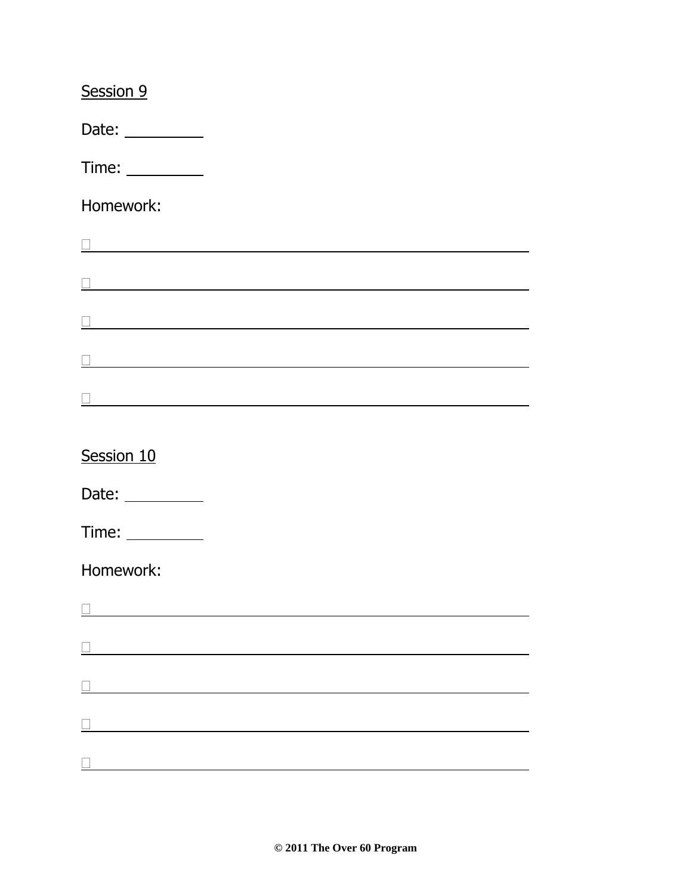Session 9

Date: __________

Time: __________

Homework:

- [ ] ______________________________________________
- [ ] ______________________________________________
- [ ] ______________________________________________
- [ ] ______________________________________________
- [ ] ______________________________________________

Session 10

Date: __________

Time: __________

Homework:

- [ ] ______________________________________________
- [ ] ______________________________________________
- [ ] ______________________________________________
- [ ] ______________________________________________
- [ ] ______________________________________________

**© 2011 The Over 60 Program**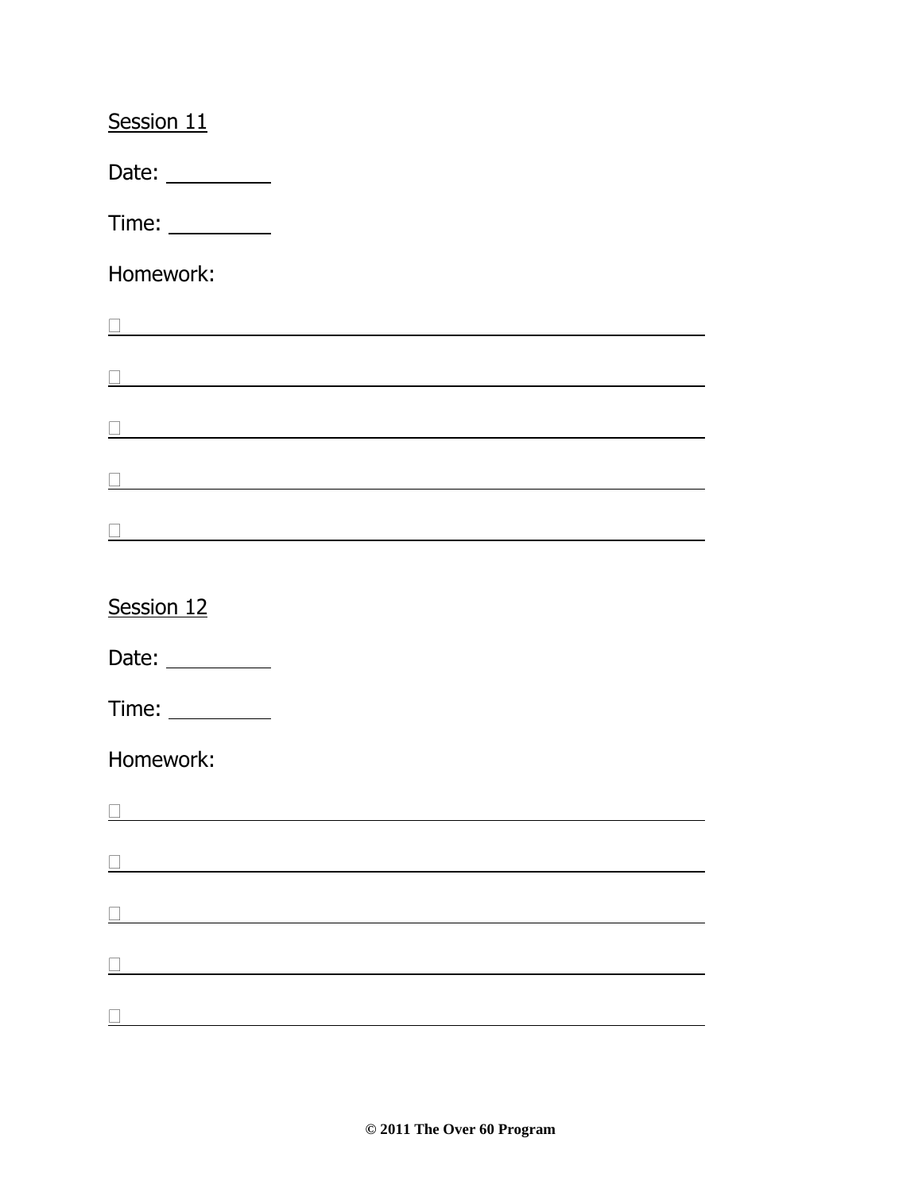Session 11

Date: __________

Time: __________

Homework:

☐ ____________________________________________________________

☐ ____________________________________________________________

☐ ____________________________________________________________

☐ ____________________________________________________________

☐ ____________________________________________________________

Session 12

Date: __________

Time: __________

Homework:

☐ ____________________________________________________________

☐ ____________________________________________________________

☐ ____________________________________________________________

☐ ____________________________________________________________

☐ ____________________________________________________________

**© 2011 The Over 60 Program**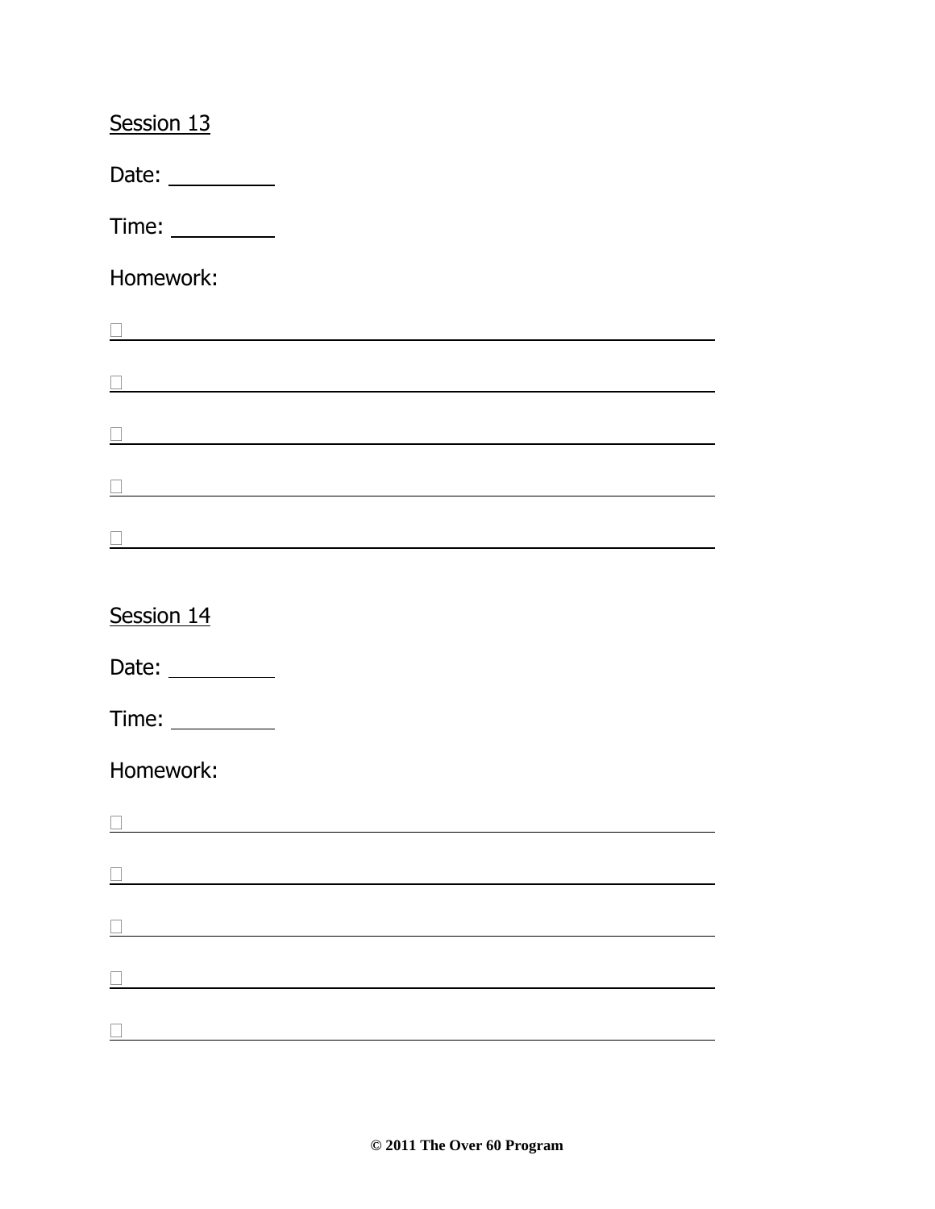<u>Session 13</u>

Date: __________

Time: __________

Homework:

☐ ____________________________________________________________

☐ ____________________________________________________________

☐ ____________________________________________________________

☐ ____________________________________________________________

☐ ____________________________________________________________

<u>Session 14</u>

Date: __________

Time: __________

Homework:

☐ ____________________________________________________________

☐ ____________________________________________________________

☐ ____________________________________________________________

☐ ____________________________________________________________

☐ ____________________________________________________________

**© 2011 The Over 60 Program**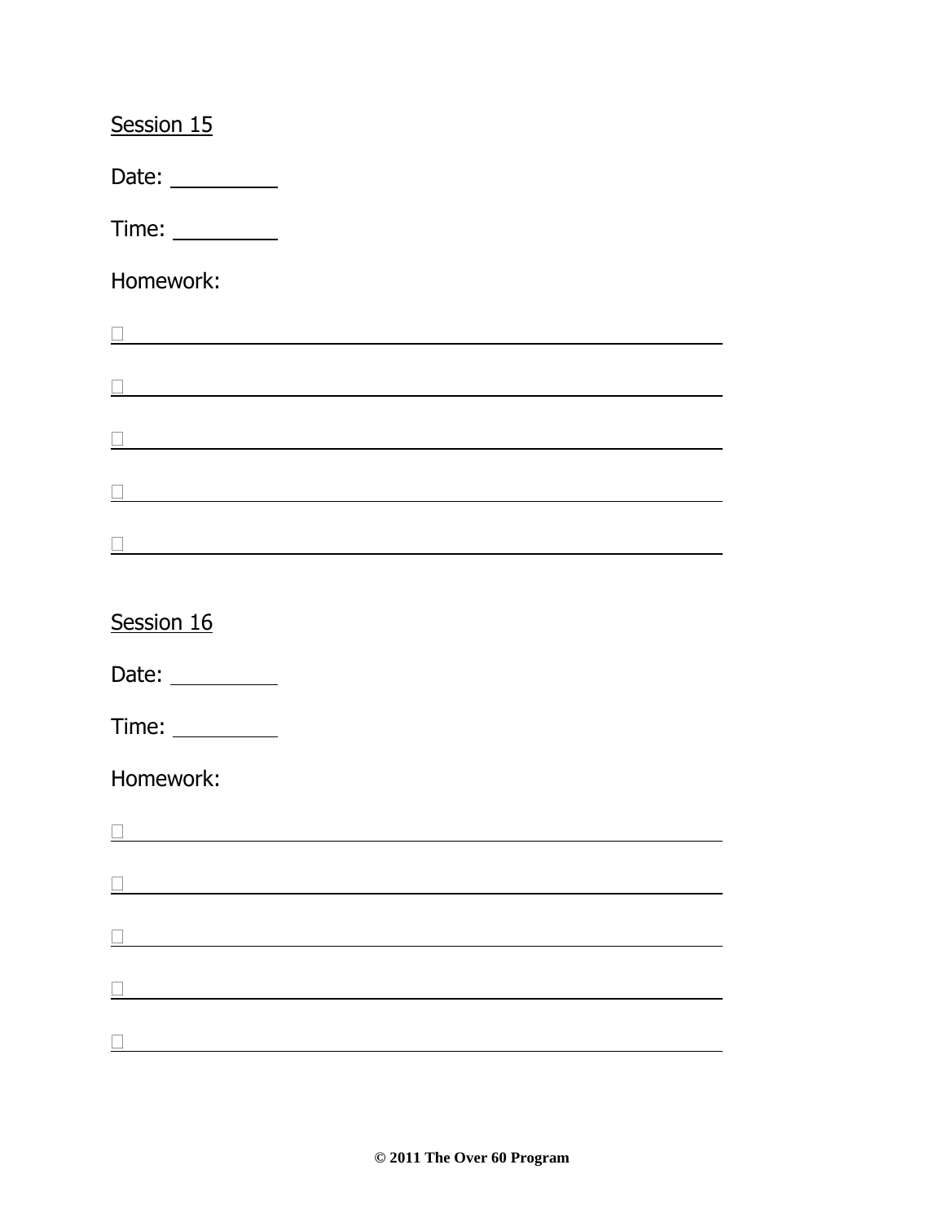<u>Session 15</u>

Date: __________

Time: __________

Homework:

- [ ] ______________________________________________
- [ ] ______________________________________________
- [ ] ______________________________________________
- [ ] ______________________________________________
- [ ] ______________________________________________

<u>Session 16</u>

Date: __________

Time: __________

Homework:

- [ ] ______________________________________________
- [ ] ______________________________________________
- [ ] ______________________________________________
- [ ] ______________________________________________
- [ ] ______________________________________________

**© 2011 The Over 60 Program**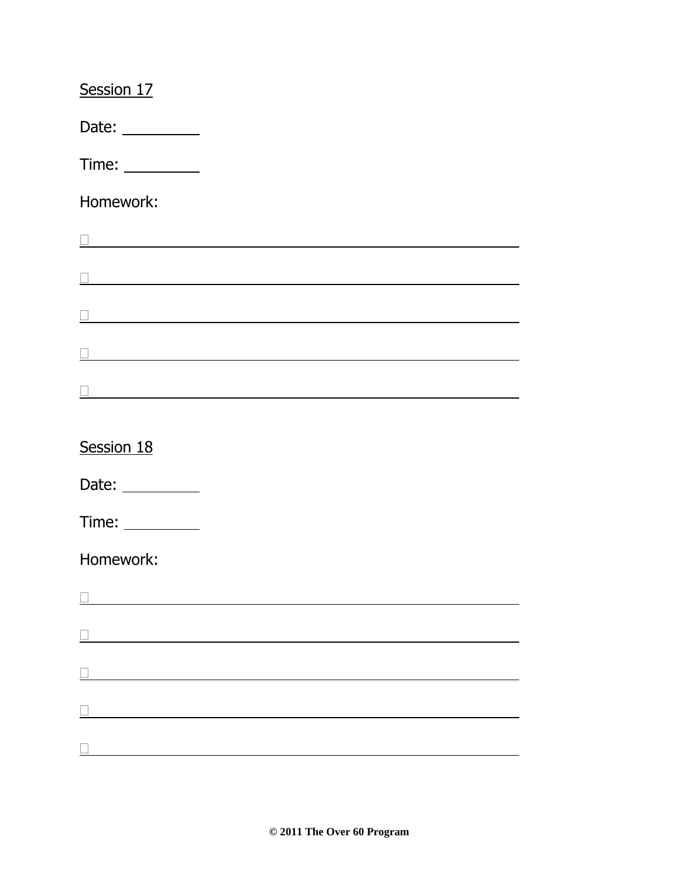Session 17

Date: \_\_\_\_\_\_\_\_\_\_

Time: \_\_\_\_\_\_\_\_\_\_

Homework:

- ☐ \_\_\_\_\_\_\_\_\_\_\_\_\_\_\_\_\_\_\_\_\_\_\_\_\_\_\_\_\_\_\_\_\_\_\_\_\_\_\_\_
- ☐ \_\_\_\_\_\_\_\_\_\_\_\_\_\_\_\_\_\_\_\_\_\_\_\_\_\_\_\_\_\_\_\_\_\_\_\_\_\_\_\_
- ☐ \_\_\_\_\_\_\_\_\_\_\_\_\_\_\_\_\_\_\_\_\_\_\_\_\_\_\_\_\_\_\_\_\_\_\_\_\_\_\_\_
- ☐ \_\_\_\_\_\_\_\_\_\_\_\_\_\_\_\_\_\_\_\_\_\_\_\_\_\_\_\_\_\_\_\_\_\_\_\_\_\_\_\_
- ☐ \_\_\_\_\_\_\_\_\_\_\_\_\_\_\_\_\_\_\_\_\_\_\_\_\_\_\_\_\_\_\_\_\_\_\_\_\_\_\_\_

Session 18

Date: \_\_\_\_\_\_\_\_\_\_

Time: \_\_\_\_\_\_\_\_\_\_

Homework:

- ☐ \_\_\_\_\_\_\_\_\_\_\_\_\_\_\_\_\_\_\_\_\_\_\_\_\_\_\_\_\_\_\_\_\_\_\_\_\_\_\_\_
- ☐ \_\_\_\_\_\_\_\_\_\_\_\_\_\_\_\_\_\_\_\_\_\_\_\_\_\_\_\_\_\_\_\_\_\_\_\_\_\_\_\_
- ☐ \_\_\_\_\_\_\_\_\_\_\_\_\_\_\_\_\_\_\_\_\_\_\_\_\_\_\_\_\_\_\_\_\_\_\_\_\_\_\_\_
- ☐ \_\_\_\_\_\_\_\_\_\_\_\_\_\_\_\_\_\_\_\_\_\_\_\_\_\_\_\_\_\_\_\_\_\_\_\_\_\_\_\_
- ☐ \_\_\_\_\_\_\_\_\_\_\_\_\_\_\_\_\_\_\_\_\_\_\_\_\_\_\_\_\_\_\_\_\_\_\_\_\_\_\_\_

**© 2011 The Over 60 Program**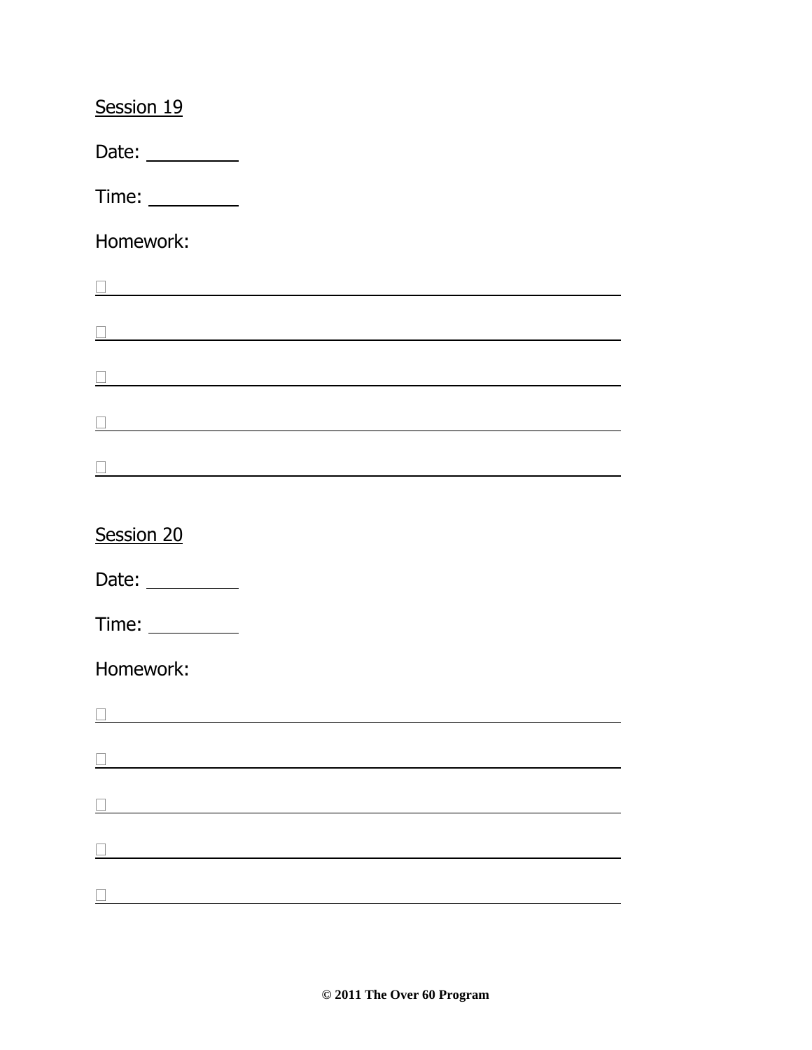Session 19

Date: \_\_\_\_\_\_\_\_\_\_

Time: \_\_\_\_\_\_\_\_\_\_

Homework:

- ☐ \_\_\_\_\_\_\_\_\_\_\_\_\_\_\_\_\_\_\_\_\_\_\_\_\_\_\_\_\_\_\_\_\_\_\_\_\_\_\_\_
- ☐ \_\_\_\_\_\_\_\_\_\_\_\_\_\_\_\_\_\_\_\_\_\_\_\_\_\_\_\_\_\_\_\_\_\_\_\_\_\_\_\_
- ☐ \_\_\_\_\_\_\_\_\_\_\_\_\_\_\_\_\_\_\_\_\_\_\_\_\_\_\_\_\_\_\_\_\_\_\_\_\_\_\_\_
- ☐ \_\_\_\_\_\_\_\_\_\_\_\_\_\_\_\_\_\_\_\_\_\_\_\_\_\_\_\_\_\_\_\_\_\_\_\_\_\_\_\_
- ☐ \_\_\_\_\_\_\_\_\_\_\_\_\_\_\_\_\_\_\_\_\_\_\_\_\_\_\_\_\_\_\_\_\_\_\_\_\_\_\_\_

Session 20

Date: \_\_\_\_\_\_\_\_\_\_

Time: \_\_\_\_\_\_\_\_\_\_

Homework:

- ☐ \_\_\_\_\_\_\_\_\_\_\_\_\_\_\_\_\_\_\_\_\_\_\_\_\_\_\_\_\_\_\_\_\_\_\_\_\_\_\_\_
- ☐ \_\_\_\_\_\_\_\_\_\_\_\_\_\_\_\_\_\_\_\_\_\_\_\_\_\_\_\_\_\_\_\_\_\_\_\_\_\_\_\_
- ☐ \_\_\_\_\_\_\_\_\_\_\_\_\_\_\_\_\_\_\_\_\_\_\_\_\_\_\_\_\_\_\_\_\_\_\_\_\_\_\_\_
- ☐ \_\_\_\_\_\_\_\_\_\_\_\_\_\_\_\_\_\_\_\_\_\_\_\_\_\_\_\_\_\_\_\_\_\_\_\_\_\_\_\_
- ☐ \_\_\_\_\_\_\_\_\_\_\_\_\_\_\_\_\_\_\_\_\_\_\_\_\_\_\_\_\_\_\_\_\_\_\_\_\_\_\_\_

**© 2011 The Over 60 Program**